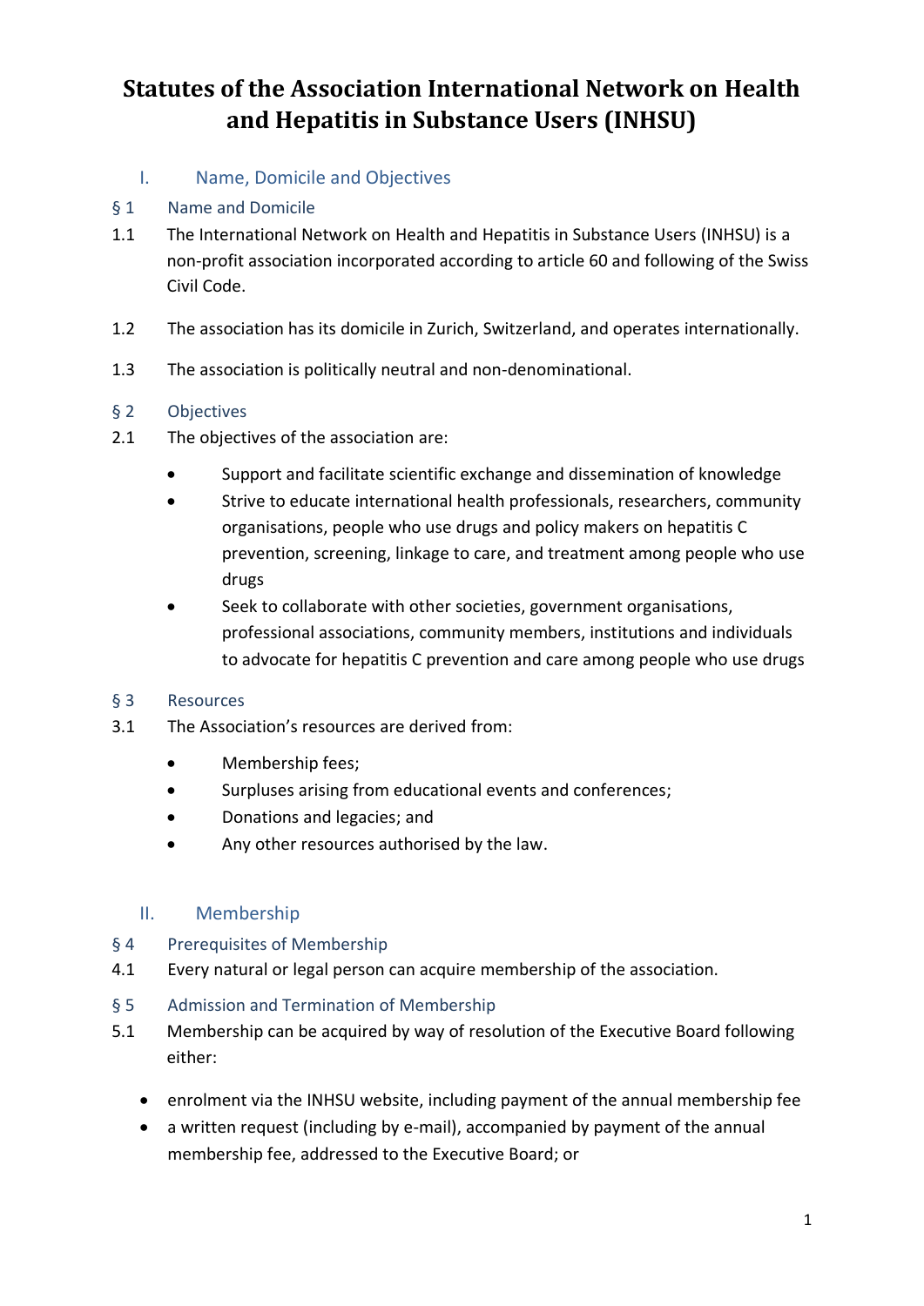# Statutes of the Association International Network on Health and Hepatitis in Substance Users (INHSU)

## I. Name, Domicile and Objectives

### § 1 Name and Domicile

1.1 The International Network on Health and Hepatitis in Substance Users (INHSU) is a non-profit association incorporated according to article 60 and following of the Swiss Civil Code.

1.2 The association has its domicile in Zurich, Switzerland, and operates internationally.

1.3 The association is politically neutral and non-denominational.

### § 2 Objectives

2.1 The objectives of the association are:

- Support and facilitate scientific exchange and dissemination of knowledge
- Strive to educate international health professionals, researchers, community organisations, people who use drugs and policy makers on hepatitis C prevention, screening, linkage to care, and treatment among people who use drugs
- Seek to collaborate with other societies, government organisations, professional associations, community members, institutions and individuals to advocate for hepatitis C prevention and care among people who use drugs

### § 3 Resources

3.1 The Association's resources are derived from:

- Membership fees;
- Surpluses arising from educational events and conferences;
- Donations and legacies; and
- Any other resources authorised by the law.

## II. Membership

### § 4 Prerequisites of Membership

4.1 Every natural or legal person can acquire membership of the association.

### § 5 Admission and Termination of Membership

5.1 Membership can be acquired by way of resolution of the Executive Board following either:

- enrolment via the INHSU website, including payment of the annual membership fee
- a written request (including by e-mail), accompanied by payment of the annual membership fee, addressed to the Executive Board; or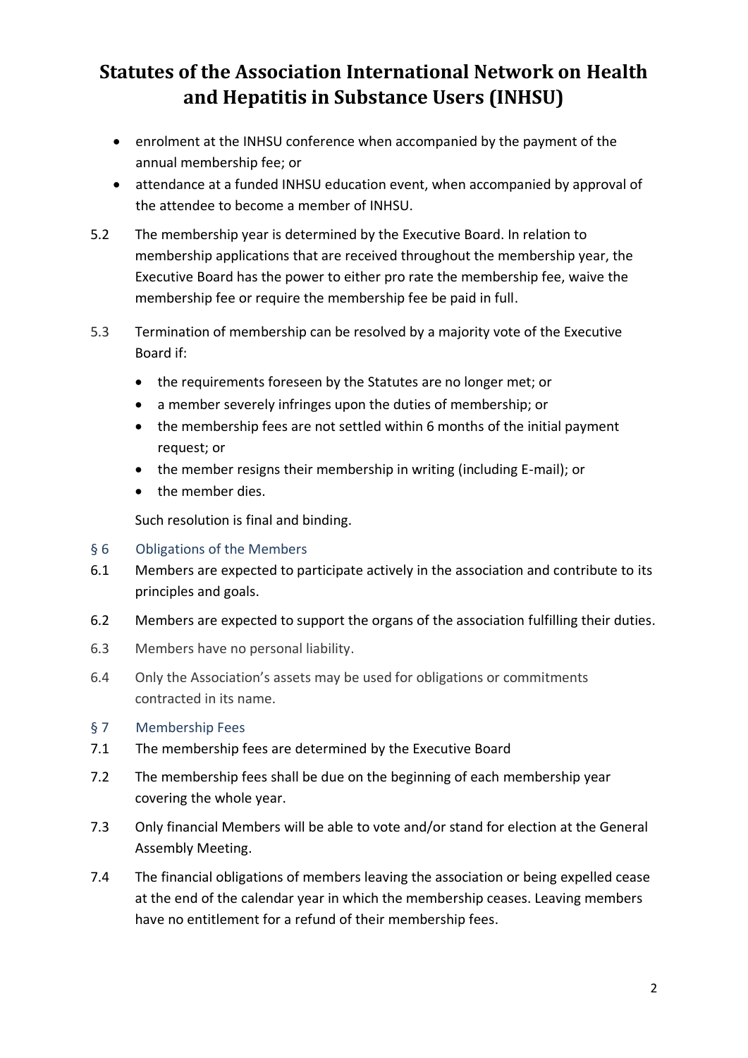- enrolment at the INHSU conference when accompanied by the payment of the annual membership fee; or
- attendance at a funded INHSU education event, when accompanied by approval of the attendee to become a member of INHSU.

5.2 The membership year is determined by the Executive Board. In relation to membership applications that are received throughout the membership year, the Executive Board has the power to either pro rate the membership fee, waive the membership fee or require the membership fee be paid in full.

5.3 Termination of membership can be resolved by a majority vote of the Executive Board if:

- the requirements foreseen by the Statutes are no longer met; or
- a member severely infringes upon the duties of membership; or
- the membership fees are not settled within 6 months of the initial payment request; or
- the member resigns their membership in writing (including E-mail); or
- the member dies.

Such resolution is final and binding.

## § 6 Obligations of the Members

6.1 Members are expected to participate actively in the association and contribute to its principles and goals.

6.2 Members are expected to support the organs of the association fulfilling their duties.

6.3 Members have no personal liability.

6.4 Only the Association's assets may be used for obligations or commitments contracted in its name.

## § 7 Membership Fees

7.1 The membership fees are determined by the Executive Board

7.2 The membership fees shall be due on the beginning of each membership year covering the whole year.

7.3 Only financial Members will be able to vote and/or stand for election at the General Assembly Meeting.

7.4 The financial obligations of members leaving the association or being expelled cease at the end of the calendar year in which the membership ceases. Leaving members have no entitlement for a refund of their membership fees.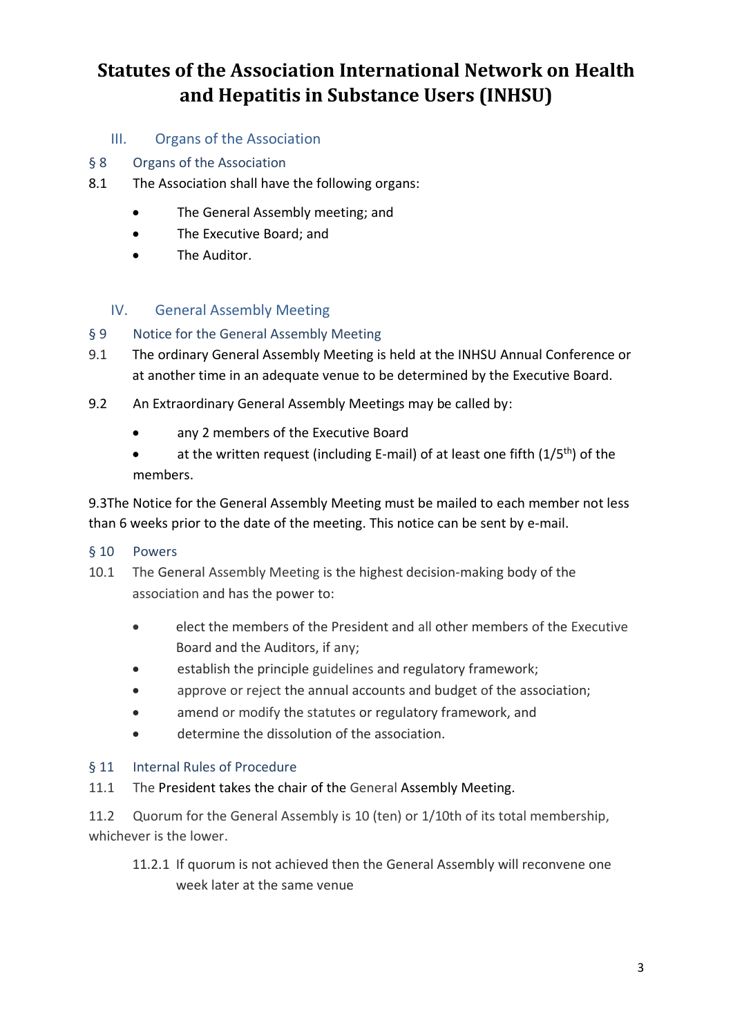# Statutes of the Association International Network on Health and Hepatitis in Substance Users (INHSU)

## III. Organs of the Association

### § 8 Organs of the Association

8.1 The Association shall have the following organs:

- The General Assembly meeting; and
- The Executive Board; and
- The Auditor.

## IV. General Assembly Meeting

### § 9 Notice for the General Assembly Meeting

9.1 The ordinary General Assembly Meeting is held at the INHSU Annual Conference or at another time in an adequate venue to be determined by the Executive Board.

9.2 An Extraordinary General Assembly Meetings may be called by:

- any 2 members of the Executive Board
- at the written request (including E-mail) of at least one fifth (1/5th) of the members.

9.3The Notice for the General Assembly Meeting must be mailed to each member not less than 6 weeks prior to the date of the meeting. This notice can be sent by e-mail.

### § 10 Powers

10.1 The General Assembly Meeting is the highest decision-making body of the association and has the power to:

- elect the members of the President and all other members of the Executive Board and the Auditors, if any;
- establish the principle guidelines and regulatory framework;
- approve or reject the annual accounts and budget of the association;
- amend or modify the statutes or regulatory framework, and
- determine the dissolution of the association.

### § 11 Internal Rules of Procedure

11.1 The President takes the chair of the General Assembly Meeting.

11.2 Quorum for the General Assembly is 10 (ten) or 1/10th of its total membership, whichever is the lower.

11.2.1 If quorum is not achieved then the General Assembly will reconvene one week later at the same venue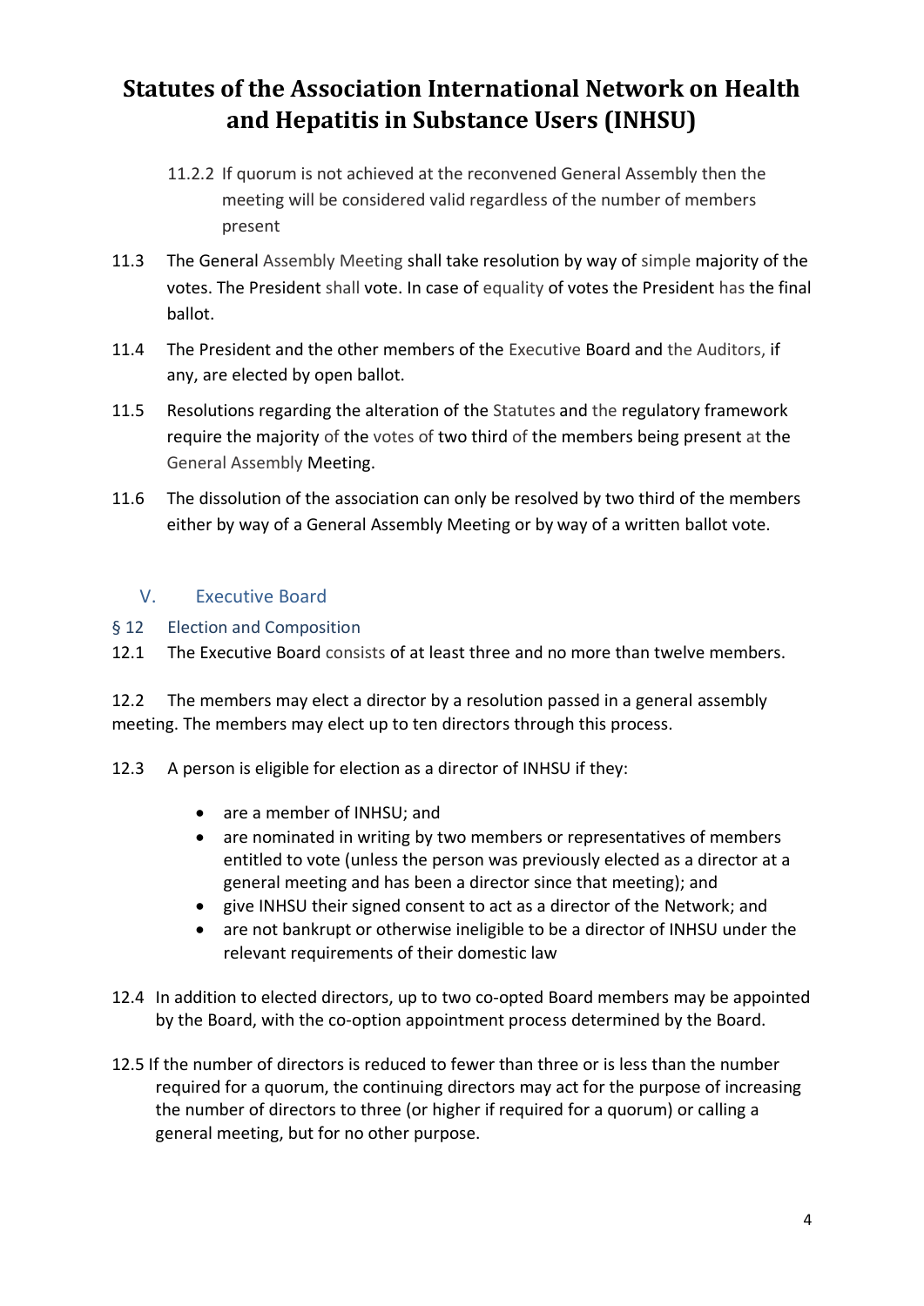11.2.2 If quorum is not achieved at the reconvened General Assembly then the meeting will be considered valid regardless of the number of members present

11.3 The General Assembly Meeting shall take resolution by way of simple majority of the votes. The President shall vote. In case of equality of votes the President has the final ballot.

11.4 The President and the other members of the Executive Board and the Auditors, if any, are elected by open ballot.

11.5 Resolutions regarding the alteration of the Statutes and the regulatory framework require the majority of the votes of two third of the members being present at the General Assembly Meeting.

11.6 The dissolution of the association can only be resolved by two third of the members either by way of a General Assembly Meeting or by way of a written ballot vote.

## V. Executive Board

### § 12 Election and Composition

12.1 The Executive Board consists of at least three and no more than twelve members.

12.2 The members may elect a director by a resolution passed in a general assembly meeting. The members may elect up to ten directors through this process.

12.3 A person is eligible for election as a director of INHSU if they:

- are a member of INHSU; and
- are nominated in writing by two members or representatives of members entitled to vote (unless the person was previously elected as a director at a general meeting and has been a director since that meeting); and
- give INHSU their signed consent to act as a director of the Network; and
- are not bankrupt or otherwise ineligible to be a director of INHSU under the relevant requirements of their domestic law

12.4 In addition to elected directors, up to two co-opted Board members may be appointed by the Board, with the co-option appointment process determined by the Board.

12.5 If the number of directors is reduced to fewer than three or is less than the number required for a quorum, the continuing directors may act for the purpose of increasing the number of directors to three (or higher if required for a quorum) or calling a general meeting, but for no other purpose.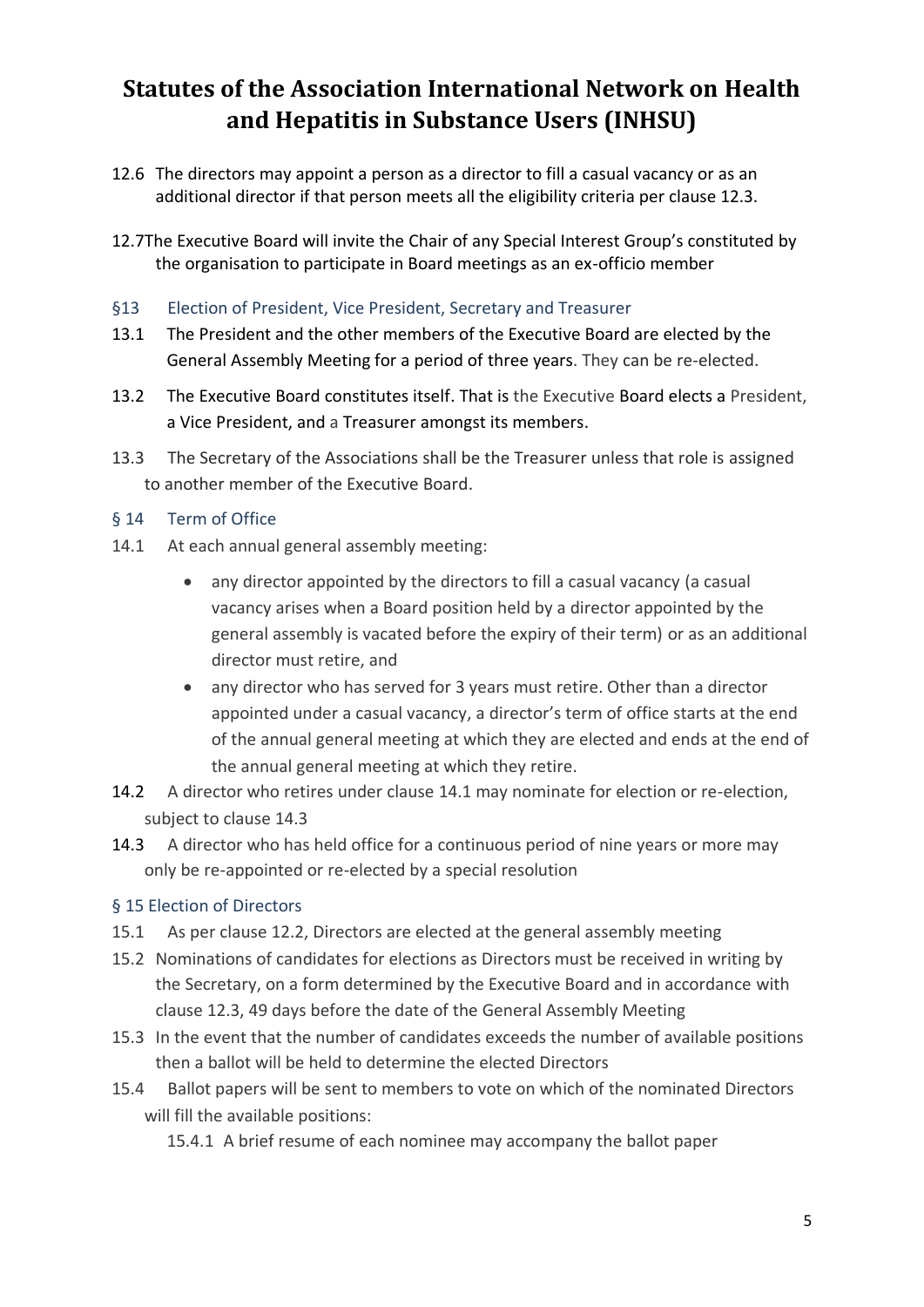# Statutes of the Association International Network on Health and Hepatitis in Substance Users (INHSU)

12.6 The directors may appoint a person as a director to fill a casual vacancy or as an additional director if that person meets all the eligibility criteria per clause 12.3.

12.7 The Executive Board will invite the Chair of any Special Interest Group's constituted by the organisation to participate in Board meetings as an ex-officio member

## §13 Election of President, Vice President, Secretary and Treasurer

13.1 The President and the other members of the Executive Board are elected by the General Assembly Meeting for a period of three years. They can be re-elected.

13.2 The Executive Board constitutes itself. That is the Executive Board elects a President, a Vice President, and a Treasurer amongst its members.

13.3 The Secretary of the Associations shall be the Treasurer unless that role is assigned to another member of the Executive Board.

## § 14 Term of Office

14.1 At each annual general assembly meeting:

- any director appointed by the directors to fill a casual vacancy (a casual vacancy arises when a Board position held by a director appointed by the general assembly is vacated before the expiry of their term) or as an additional director must retire, and
- any director who has served for 3 years must retire. Other than a director appointed under a casual vacancy, a director's term of office starts at the end of the annual general meeting at which they are elected and ends at the end of the annual general meeting at which they retire.

14.2 A director who retires under clause 14.1 may nominate for election or re-election, subject to clause 14.3

14.3 A director who has held office for a continuous period of nine years or more may only be re-appointed or re-elected by a special resolution

## § 15 Election of Directors

15.1 As per clause 12.2, Directors are elected at the general assembly meeting

15.2 Nominations of candidates for elections as Directors must be received in writing by the Secretary, on a form determined by the Executive Board and in accordance with clause 12.3, 49 days before the date of the General Assembly Meeting

15.3 In the event that the number of candidates exceeds the number of available positions then a ballot will be held to determine the elected Directors

15.4 Ballot papers will be sent to members to vote on which of the nominated Directors will fill the available positions:

15.4.1 A brief resume of each nominee may accompany the ballot paper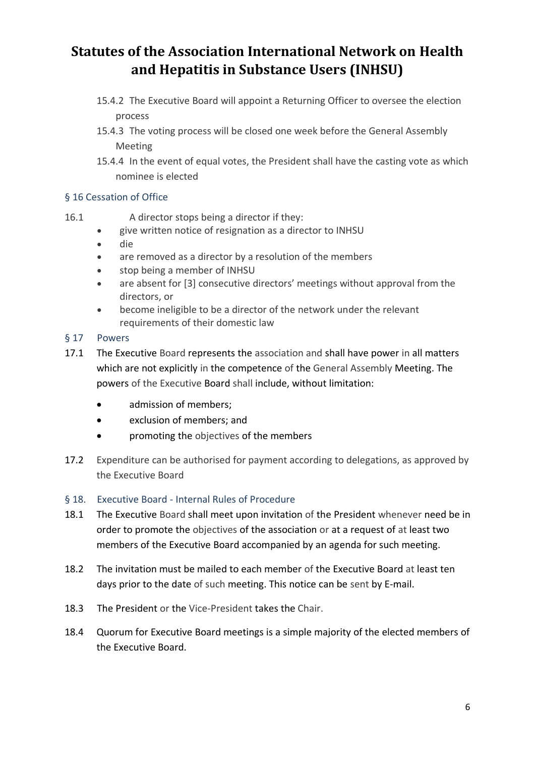15.4.2 The Executive Board will appoint a Returning Officer to oversee the election process

15.4.3 The voting process will be closed one week before the General Assembly Meeting

15.4.4 In the event of equal votes, the President shall have the casting vote as which nominee is elected

## § 16 Cessation of Office

16.1 A director stops being a director if they:

- give written notice of resignation as a director to INHSU
- die
- are removed as a director by a resolution of the members
- stop being a member of INHSU
- are absent for [3] consecutive directors' meetings without approval from the directors, or
- become ineligible to be a director of the network under the relevant requirements of their domestic law

## § 17 Powers

17.1 The Executive Board represents the association and shall have power in all matters which are not explicitly in the competence of the General Assembly Meeting. The powers of the Executive Board shall include, without limitation:

- admission of members;
- exclusion of members; and
- promoting the objectives of the members

17.2 Expenditure can be authorised for payment according to delegations, as approved by the Executive Board

## § 18. Executive Board - Internal Rules of Procedure

18.1 The Executive Board shall meet upon invitation of the President whenever need be in order to promote the objectives of the association or at a request of at least two members of the Executive Board accompanied by an agenda for such meeting.

18.2 The invitation must be mailed to each member of the Executive Board at least ten days prior to the date of such meeting. This notice can be sent by E-mail.

18.3 The President or the Vice-President takes the Chair.

18.4 Quorum for Executive Board meetings is a simple majority of the elected members of the Executive Board.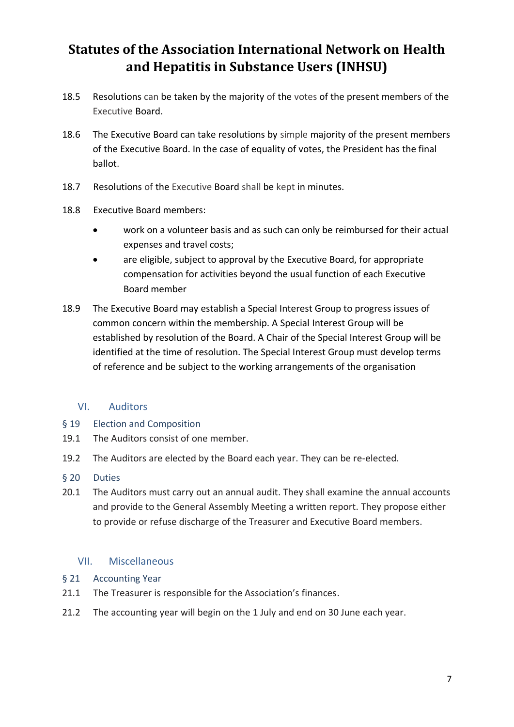# Statutes of the Association International Network on Health and Hepatitis in Substance Users (INHSU)

18.5 Resolutions can be taken by the majority of the votes of the present members of the Executive Board.

18.6 The Executive Board can take resolutions by simple majority of the present members of the Executive Board. In the case of equality of votes, the President has the final ballot.

18.7 Resolutions of the Executive Board shall be kept in minutes.

18.8 Executive Board members:

- work on a volunteer basis and as such can only be reimbursed for their actual expenses and travel costs;
- are eligible, subject to approval by the Executive Board, for appropriate compensation for activities beyond the usual function of each Executive Board member

18.9 The Executive Board may establish a Special Interest Group to progress issues of common concern within the membership. A Special Interest Group will be established by resolution of the Board. A Chair of the Special Interest Group will be identified at the time of resolution. The Special Interest Group must develop terms of reference and be subject to the working arrangements of the organisation

## VI. Auditors

### § 19 Election and Composition

19.1 The Auditors consist of one member.

19.2 The Auditors are elected by the Board each year. They can be re-elected.

### § 20 Duties

20.1 The Auditors must carry out an annual audit. They shall examine the annual accounts and provide to the General Assembly Meeting a written report. They propose either to provide or refuse discharge of the Treasurer and Executive Board members.

## VII. Miscellaneous

### § 21 Accounting Year

21.1 The Treasurer is responsible for the Association's finances.

21.2 The accounting year will begin on the 1 July and end on 30 June each year.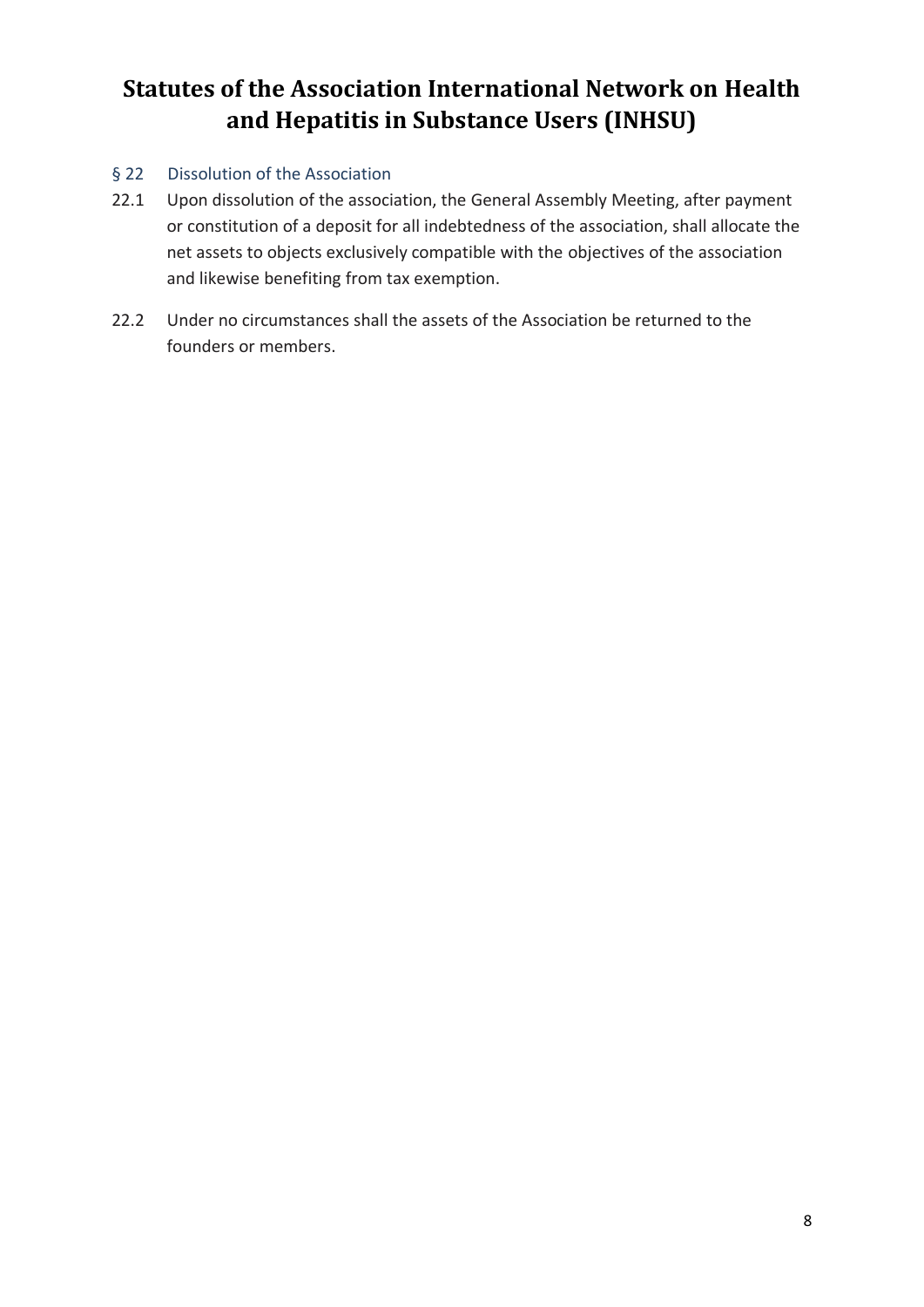# Statutes of the Association International Network on Health and Hepatitis in Substance Users (INHSU)

## § 22 Dissolution of the Association

22.1 Upon dissolution of the association, the General Assembly Meeting, after payment or constitution of a deposit for all indebtedness of the association, shall allocate the net assets to objects exclusively compatible with the objectives of the association and likewise benefiting from tax exemption.

22.2 Under no circumstances shall the assets of the Association be returned to the founders or members.